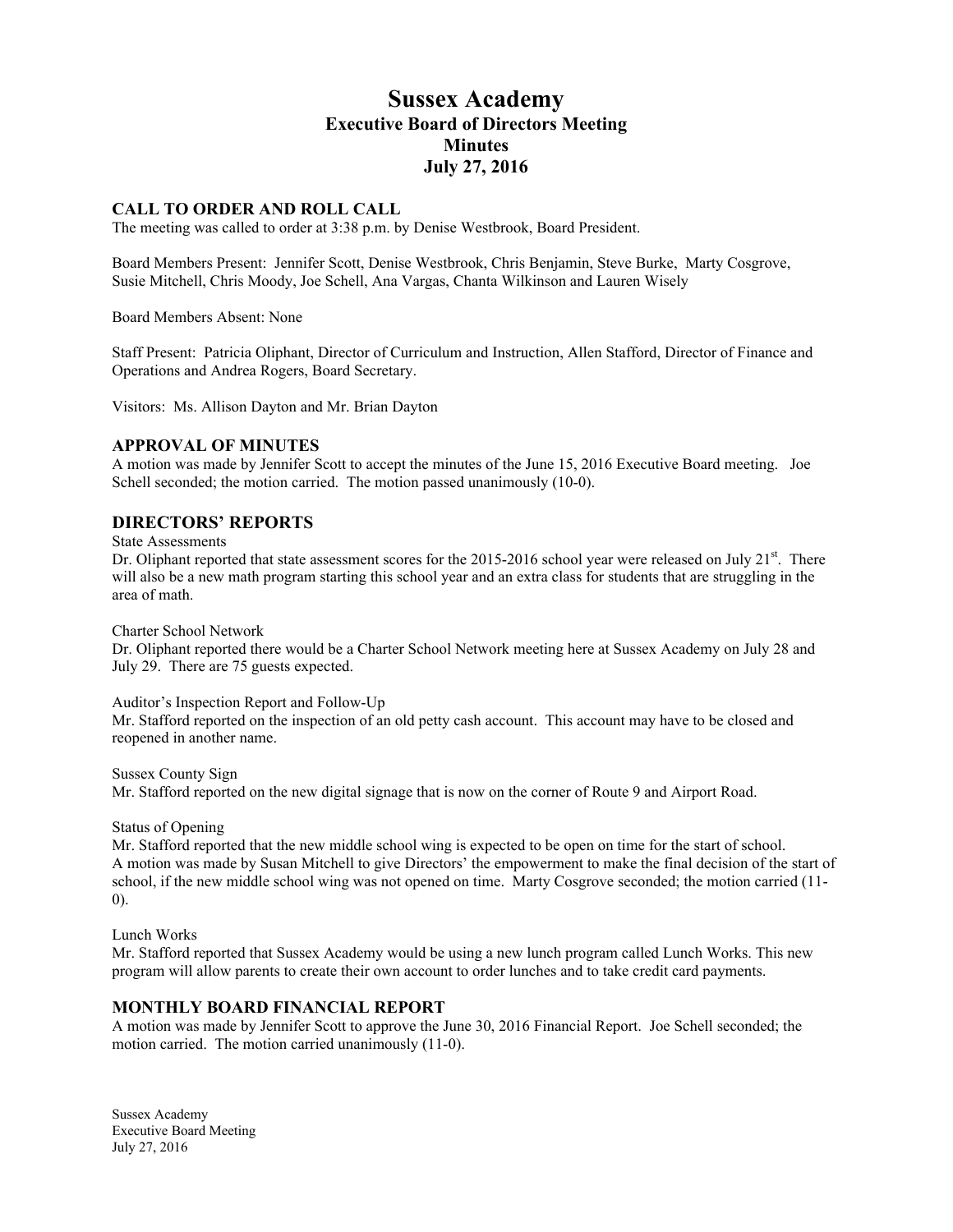# Sussex Academy
## Executive Board of Directors Meeting
## Minutes
## July 27, 2016

### CALL TO ORDER AND ROLL CALL

The meeting was called to order at 3:38 p.m. by Denise Westbrook, Board President.

Board Members Present: Jennifer Scott, Denise Westbrook, Chris Benjamin, Steve Burke, Marty Cosgrove, Susie Mitchell, Chris Moody, Joe Schell, Ana Vargas, Chanta Wilkinson and Lauren Wisely

Board Members Absent: None

Staff Present: Patricia Oliphant, Director of Curriculum and Instruction, Allen Stafford, Director of Finance and Operations and Andrea Rogers, Board Secretary.

Visitors: Ms. Allison Dayton and Mr. Brian Dayton

### APPROVAL OF MINUTES

A motion was made by Jennifer Scott to accept the minutes of the June 15, 2016 Executive Board meeting. Joe Schell seconded; the motion carried. The motion passed unanimously (10-0).

### DIRECTORS' REPORTS

State Assessments

Dr. Oliphant reported that state assessment scores for the 2015-2016 school year were released on July 21st. There will also be a new math program starting this school year and an extra class for students that are struggling in the area of math.

Charter School Network

Dr. Oliphant reported there would be a Charter School Network meeting here at Sussex Academy on July 28 and July 29. There are 75 guests expected.

Auditor's Inspection Report and Follow-Up

Mr. Stafford reported on the inspection of an old petty cash account. This account may have to be closed and reopened in another name.

Sussex County Sign

Mr. Stafford reported on the new digital signage that is now on the corner of Route 9 and Airport Road.

Status of Opening

Mr. Stafford reported that the new middle school wing is expected to be open on time for the start of school. A motion was made by Susan Mitchell to give Directors' the empowerment to make the final decision of the start of school, if the new middle school wing was not opened on time. Marty Cosgrove seconded; the motion carried (11-0).

Lunch Works

Mr. Stafford reported that Sussex Academy would be using a new lunch program called Lunch Works. This new program will allow parents to create their own account to order lunches and to take credit card payments.

### MONTHLY BOARD FINANCIAL REPORT

A motion was made by Jennifer Scott to approve the June 30, 2016 Financial Report. Joe Schell seconded; the motion carried. The motion carried unanimously (11-0).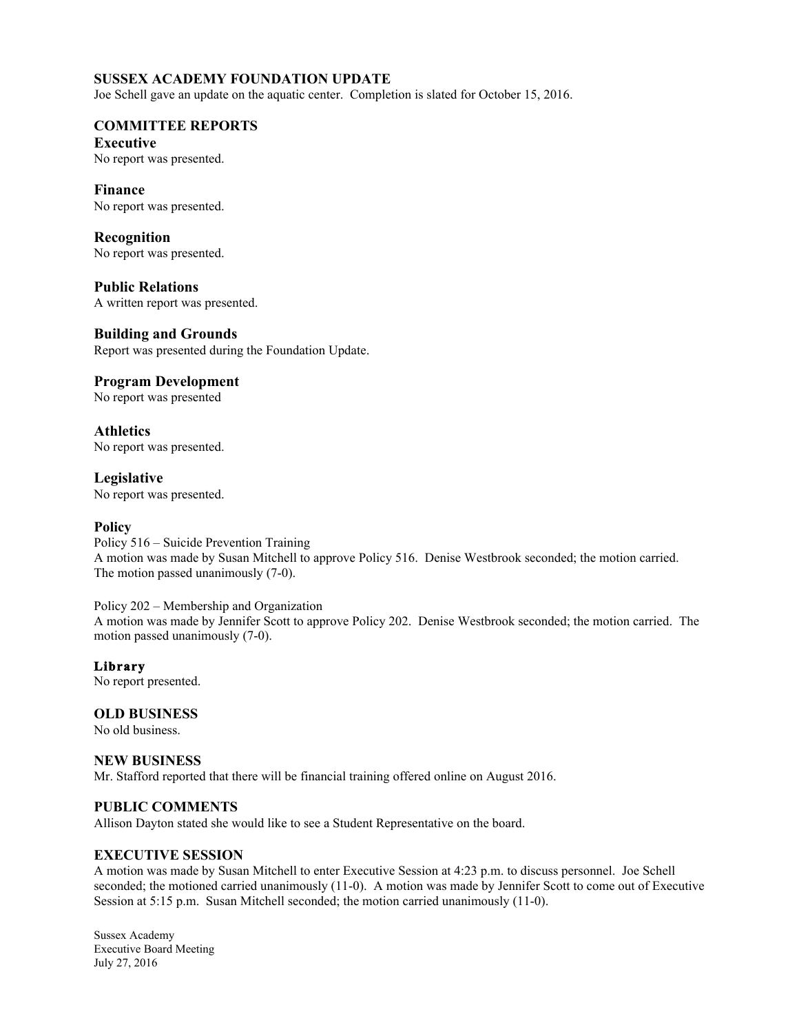## SUSSEX ACADEMY FOUNDATION UPDATE

Joe Schell gave an update on the aquatic center. Completion is slated for October 15, 2016.

## COMMITTEE REPORTS

### Executive

No report was presented.

### Finance

No report was presented.

### Recognition

No report was presented.

### Public Relations

A written report was presented.

### Building and Grounds

Report was presented during the Foundation Update.

### Program Development

No report was presented

### Athletics

No report was presented.

### Legislative

No report was presented.

### Policy

Policy 516 – Suicide Prevention Training
A motion was made by Susan Mitchell to approve Policy 516. Denise Westbrook seconded; the motion carried. The motion passed unanimously (7-0).

Policy 202 – Membership and Organization
A motion was made by Jennifer Scott to approve Policy 202. Denise Westbrook seconded; the motion carried. The motion passed unanimously (7-0).

### Library

No report presented.

## OLD BUSINESS

No old business.

## NEW BUSINESS

Mr. Stafford reported that there will be financial training offered online on August 2016.

## PUBLIC COMMENTS

Allison Dayton stated she would like to see a Student Representative on the board.

## EXECUTIVE SESSION

A motion was made by Susan Mitchell to enter Executive Session at 4:23 p.m. to discuss personnel. Joe Schell seconded; the motioned carried unanimously (11-0). A motion was made by Jennifer Scott to come out of Executive Session at 5:15 p.m. Susan Mitchell seconded; the motion carried unanimously (11-0).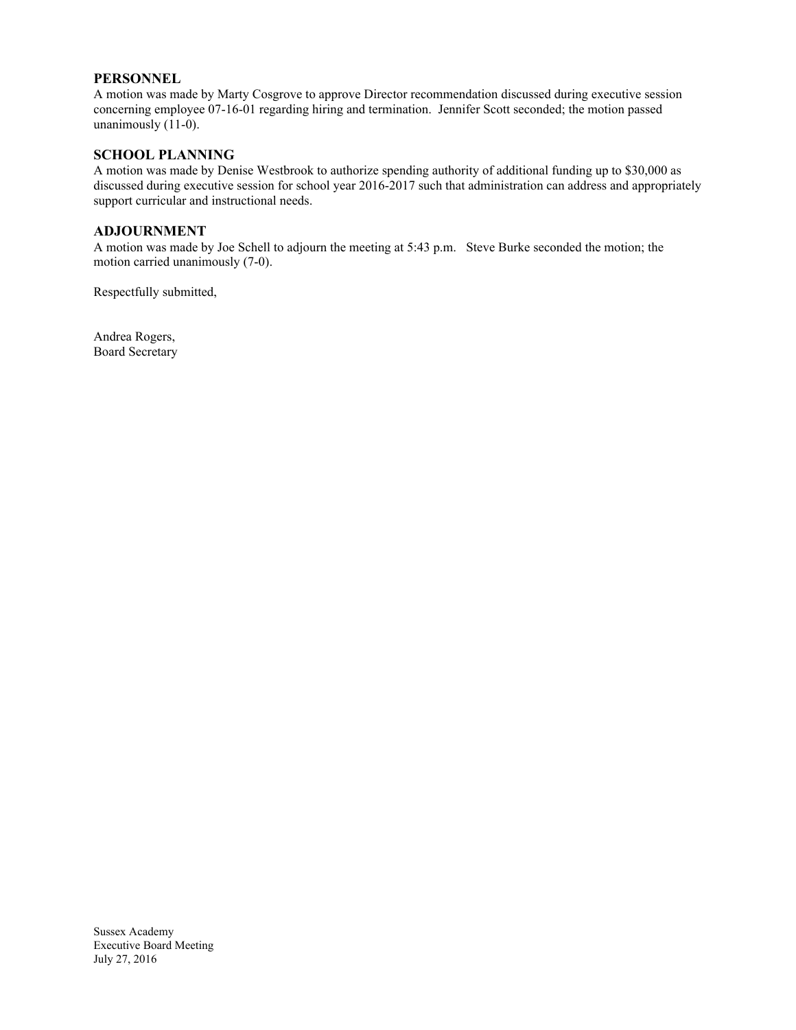## PERSONNEL

A motion was made by Marty Cosgrove to approve Director recommendation discussed during executive session concerning employee 07-16-01 regarding hiring and termination. Jennifer Scott seconded; the motion passed unanimously (11-0).

## SCHOOL PLANNING

A motion was made by Denise Westbrook to authorize spending authority of additional funding up to $30,000 as discussed during executive session for school year 2016-2017 such that administration can address and appropriately support curricular and instructional needs.

## ADJOURNMENT

A motion was made by Joe Schell to adjourn the meeting at 5:43 p.m. Steve Burke seconded the motion; the motion carried unanimously (7-0).

Respectfully submitted,

Andrea Rogers,
Board Secretary